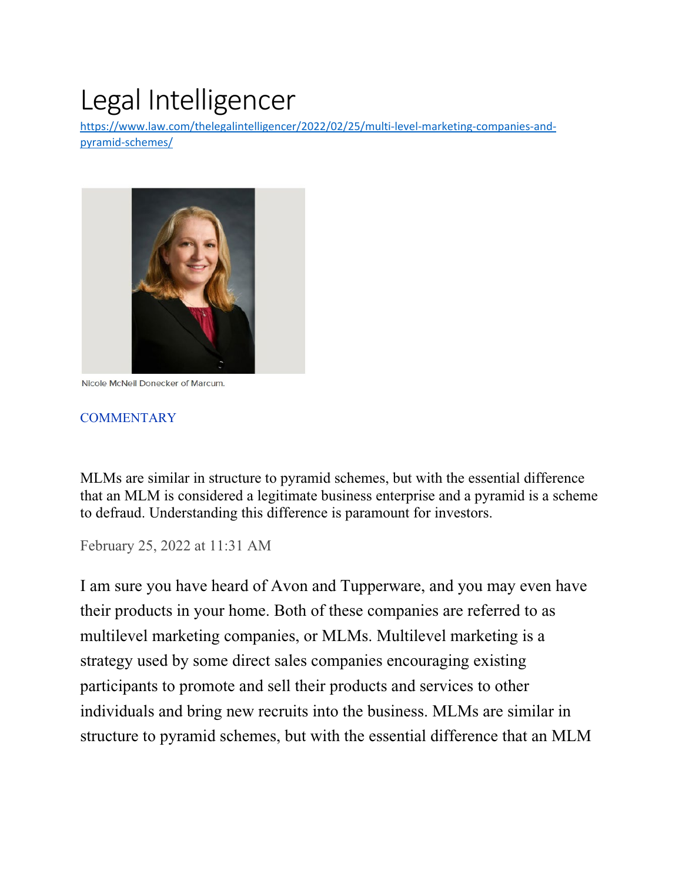# Legal Intelligencer

https://www.law.com/thelegalintelligencer/2022/02/25/multi-level-marketing-companies-and-pyramid-schemes/

Nicole McNeil Donecker of Marcum.

COMMENTARY

MLMs are similar in structure to pyramid schemes, but with the essential difference that an MLM is considered a legitimate business enterprise and a pyramid is a scheme to defraud. Understanding this difference is paramount for investors.

February 25, 2022 at 11:31 AM

I am sure you have heard of Avon and Tupperware, and you may even have their products in your home. Both of these companies are referred to as multilevel marketing companies, or MLMs. Multilevel marketing is a strategy used by some direct sales companies encouraging existing participants to promote and sell their products and services to other individuals and bring new recruits into the business. MLMs are similar in structure to pyramid schemes, but with the essential difference that an MLM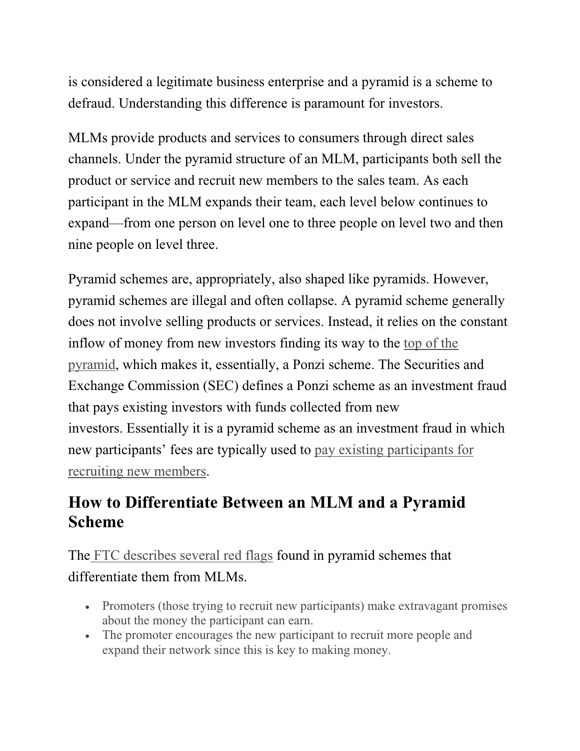is considered a legitimate business enterprise and a pyramid is a scheme to defraud. Understanding this difference is paramount for investors.

MLMs provide products and services to consumers through direct sales channels. Under the pyramid structure of an MLM, participants both sell the product or service and recruit new members to the sales team. As each participant in the MLM expands their team, each level below continues to expand—from one person on level one to three people on level two and then nine people on level three.

Pyramid schemes are, appropriately, also shaped like pyramids. However, pyramid schemes are illegal and often collapse. A pyramid scheme generally does not involve selling products or services. Instead, it relies on the constant inflow of money from new investors finding its way to the top of the pyramid, which makes it, essentially, a Ponzi scheme. The Securities and Exchange Commission (SEC) defines a Ponzi scheme as an investment fraud that pays existing investors with funds collected from new investors. Essentially it is a pyramid scheme as an investment fraud in which new participants' fees are typically used to pay existing participants for recruiting new members.

## How to Differentiate Between an MLM and a Pyramid Scheme

The FTC describes several red flags found in pyramid schemes that differentiate them from MLMs.

- Promoters (those trying to recruit new participants) make extravagant promises about the money the participant can earn.
- The promoter encourages the new participant to recruit more people and expand their network since this is key to making money.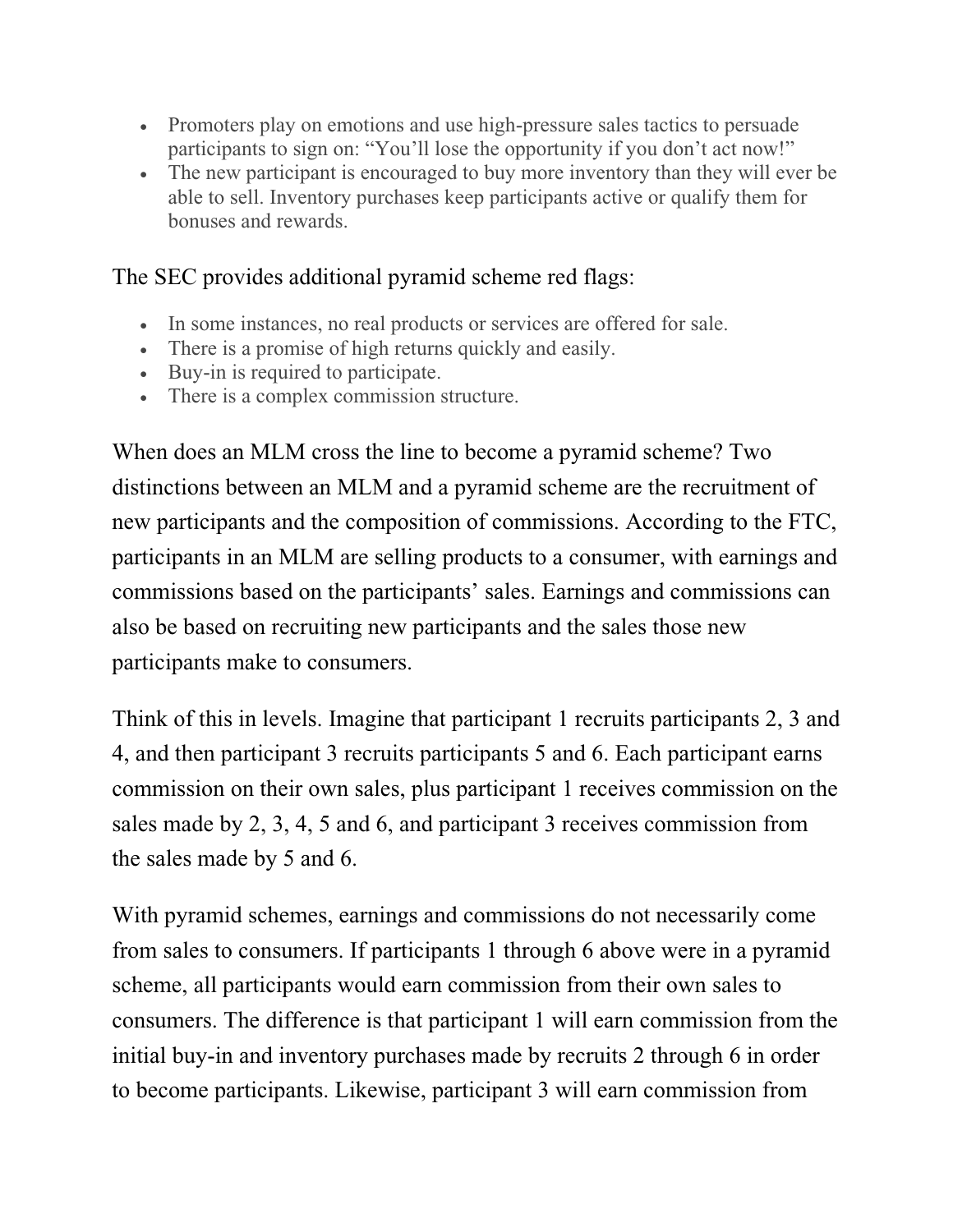- Promoters play on emotions and use high-pressure sales tactics to persuade participants to sign on: "You'll lose the opportunity if you don't act now!"
- The new participant is encouraged to buy more inventory than they will ever be able to sell. Inventory purchases keep participants active or qualify them for bonuses and rewards.

The SEC provides additional pyramid scheme red flags:

- In some instances, no real products or services are offered for sale.
- There is a promise of high returns quickly and easily.
- Buy-in is required to participate.
- There is a complex commission structure.

When does an MLM cross the line to become a pyramid scheme? Two distinctions between an MLM and a pyramid scheme are the recruitment of new participants and the composition of commissions. According to the FTC, participants in an MLM are selling products to a consumer, with earnings and commissions based on the participants' sales. Earnings and commissions can also be based on recruiting new participants and the sales those new participants make to consumers.

Think of this in levels. Imagine that participant 1 recruits participants 2, 3 and 4, and then participant 3 recruits participants 5 and 6. Each participant earns commission on their own sales, plus participant 1 receives commission on the sales made by 2, 3, 4, 5 and 6, and participant 3 receives commission from the sales made by 5 and 6.

With pyramid schemes, earnings and commissions do not necessarily come from sales to consumers. If participants 1 through 6 above were in a pyramid scheme, all participants would earn commission from their own sales to consumers. The difference is that participant 1 will earn commission from the initial buy-in and inventory purchases made by recruits 2 through 6 in order to become participants. Likewise, participant 3 will earn commission from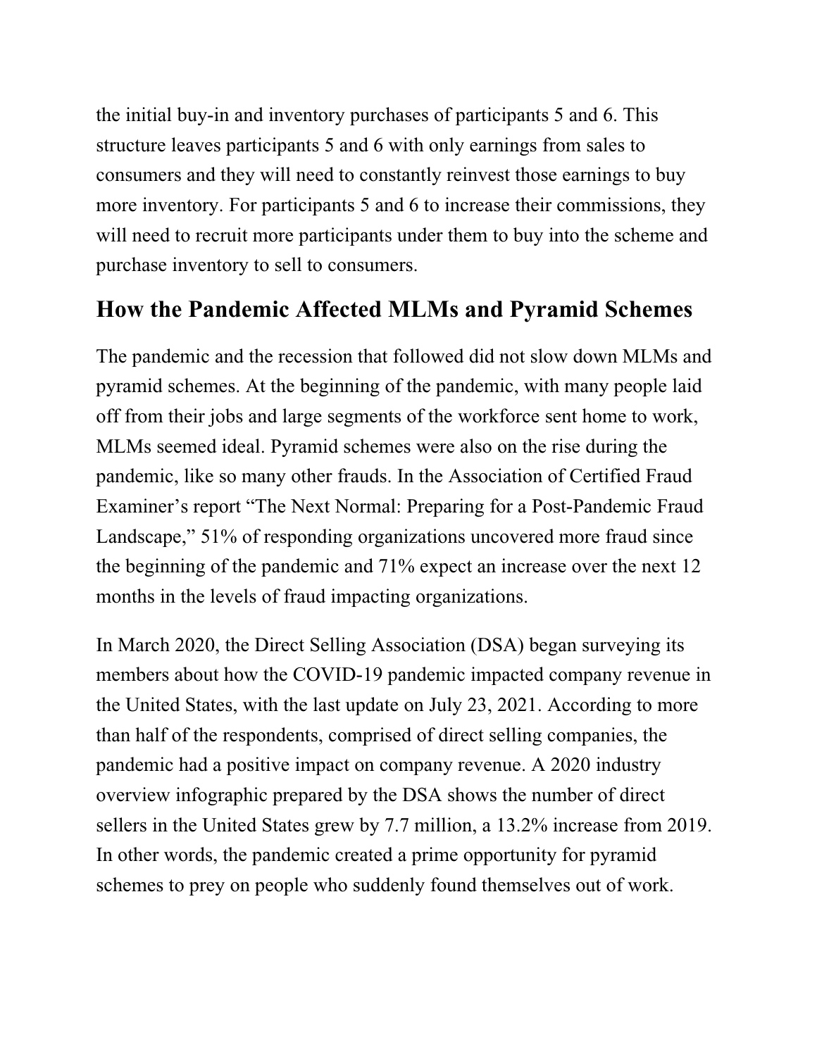the initial buy-in and inventory purchases of participants 5 and 6. This structure leaves participants 5 and 6 with only earnings from sales to consumers and they will need to constantly reinvest those earnings to buy more inventory. For participants 5 and 6 to increase their commissions, they will need to recruit more participants under them to buy into the scheme and purchase inventory to sell to consumers.

## How the Pandemic Affected MLMs and Pyramid Schemes

The pandemic and the recession that followed did not slow down MLMs and pyramid schemes. At the beginning of the pandemic, with many people laid off from their jobs and large segments of the workforce sent home to work, MLMs seemed ideal. Pyramid schemes were also on the rise during the pandemic, like so many other frauds. In the Association of Certified Fraud Examiner's report "The Next Normal: Preparing for a Post-Pandemic Fraud Landscape," 51% of responding organizations uncovered more fraud since the beginning of the pandemic and 71% expect an increase over the next 12 months in the levels of fraud impacting organizations.

In March 2020, the Direct Selling Association (DSA) began surveying its members about how the COVID-19 pandemic impacted company revenue in the United States, with the last update on July 23, 2021. According to more than half of the respondents, comprised of direct selling companies, the pandemic had a positive impact on company revenue. A 2020 industry overview infographic prepared by the DSA shows the number of direct sellers in the United States grew by 7.7 million, a 13.2% increase from 2019. In other words, the pandemic created a prime opportunity for pyramid schemes to prey on people who suddenly found themselves out of work.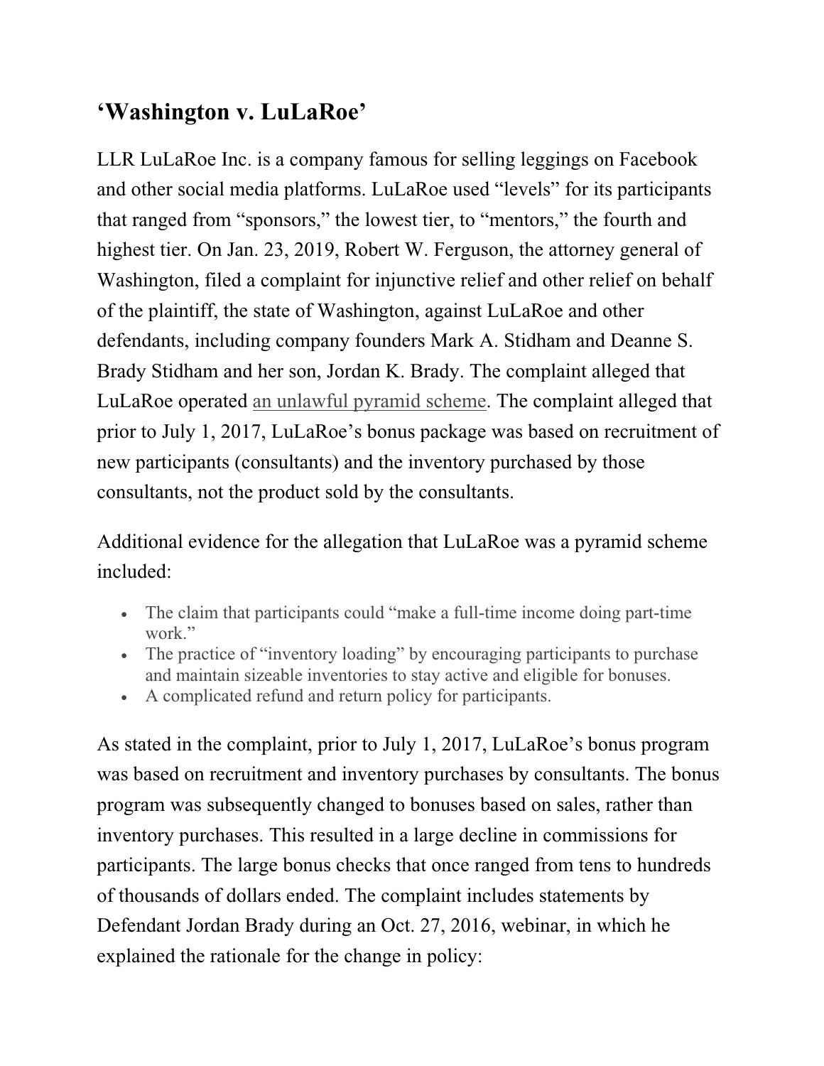## ‘Washington v. LuLaRoe’

LLR LuLaRoe Inc. is a company famous for selling leggings on Facebook and other social media platforms. LuLaRoe used “levels” for its participants that ranged from “sponsors,” the lowest tier, to “mentors,” the fourth and highest tier. On Jan. 23, 2019, Robert W. Ferguson, the attorney general of Washington, filed a complaint for injunctive relief and other relief on behalf of the plaintiff, the state of Washington, against LuLaRoe and other defendants, including company founders Mark A. Stidham and Deanne S. Brady Stidham and her son, Jordan K. Brady. The complaint alleged that LuLaRoe operated an unlawful pyramid scheme. The complaint alleged that prior to July 1, 2017, LuLaRoe’s bonus package was based on recruitment of new participants (consultants) and the inventory purchased by those consultants, not the product sold by the consultants.

Additional evidence for the allegation that LuLaRoe was a pyramid scheme included:

- The claim that participants could “make a full-time income doing part-time work.”
- The practice of “inventory loading” by encouraging participants to purchase and maintain sizeable inventories to stay active and eligible for bonuses.
- A complicated refund and return policy for participants.

As stated in the complaint, prior to July 1, 2017, LuLaRoe’s bonus program was based on recruitment and inventory purchases by consultants. The bonus program was subsequently changed to bonuses based on sales, rather than inventory purchases. This resulted in a large decline in commissions for participants. The large bonus checks that once ranged from tens to hundreds of thousands of dollars ended. The complaint includes statements by Defendant Jordan Brady during an Oct. 27, 2016, webinar, in which he explained the rationale for the change in policy: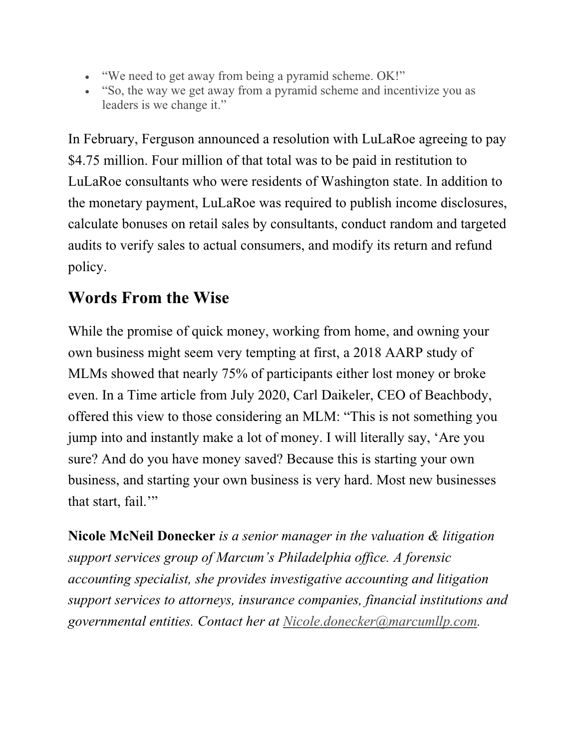- "We need to get away from being a pyramid scheme. OK!"
- "So, the way we get away from a pyramid scheme and incentivize you as leaders is we change it."

In February, Ferguson announced a resolution with LuLaRoe agreeing to pay $4.75 million. Four million of that total was to be paid in restitution to LuLaRoe consultants who were residents of Washington state. In addition to the monetary payment, LuLaRoe was required to publish income disclosures, calculate bonuses on retail sales by consultants, conduct random and targeted audits to verify sales to actual consumers, and modify its return and refund policy.

## Words From the Wise

While the promise of quick money, working from home, and owning your own business might seem very tempting at first, a 2018 AARP study of MLMs showed that nearly 75% of participants either lost money or broke even. In a Time article from July 2020, Carl Daikeler, CEO of Beachbody, offered this view to those considering an MLM: "This is not something you jump into and instantly make a lot of money. I will literally say, 'Are you sure? And do you have money saved? Because this is starting your own business, and starting your own business is very hard. Most new businesses that start, fail.'"

**Nicole McNeil Donecker** *is a senior manager in the valuation & litigation support services group of Marcum's Philadelphia office. A forensic accounting specialist, she provides investigative accounting and litigation support services to attorneys, insurance companies, financial institutions and governmental entities. Contact her at Nicole.donecker@marcumllp.com.*